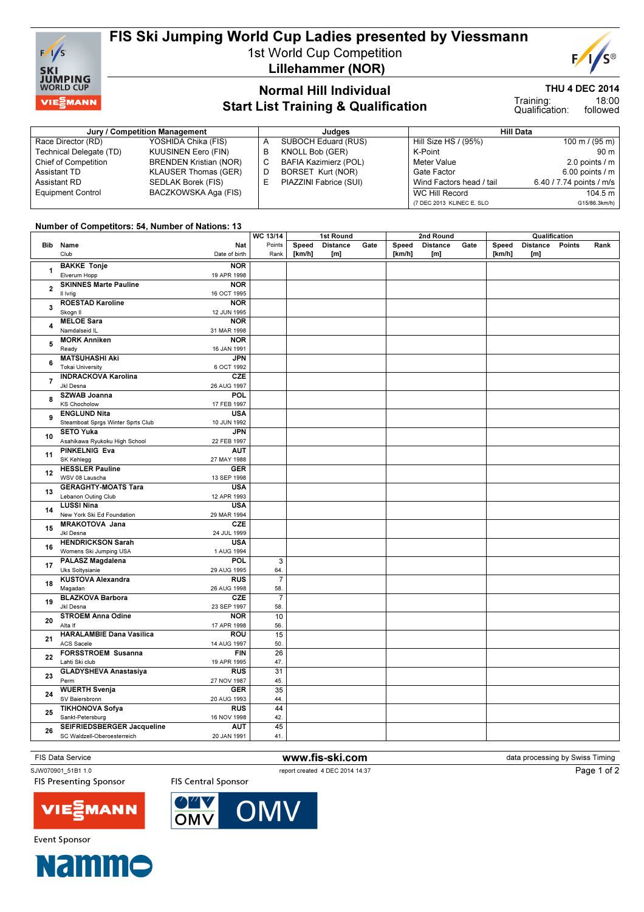# FIS Ski Jumping World Cup Ladies presented by Viessmann

1st World Cup Competition

**Lillehammer (NOR)**

## Normal Hill Individual

### Start List Training & Qualification

**THU 4 DEC 2014**

Training: 18:00
Qualification: followed

| Jury / Competition Management | | Judges | | Hill Data | |
|---|---|---|---|---|---|
| Race Director (RD) | YOSHIDA Chika (FIS) | A | SUBOCH Eduard (RUS) | Hill Size HS / (95%) | 100 m / (95 m) |
| Technical Delegate (TD) | KUUSINEN Eero (FIN) | B | KNOLL Bob (GER) | K-Point | 90 m |
| Chief of Competition | BRENDEN Kristian (NOR) | C | BAFIA Kazimierz (POL) | Meter Value | 2.0 points / m |
| Assistant TD | KLAUSER Thomas (GER) | D | BORSET Kurt (NOR) | Gate Factor | 6.00 points / m |
| Assistant RD | SEDLAK Borek (FIS) | E | PIAZZINI Fabrice (SUI) | Wind Factors head / tail | 6.40 / 7.74 points / m/s |
| Equipment Control | BACZKOWSKA Aga (FIS) | | | WC Hill Record | 104.5 m |
| | | | | (7 DEC 2013 KLINEC E. SLO | G15/86.3km/h) |

**Number of Competitors: 54, Number of Nations: 13**

| Bib | Name / Club | Nat / Date of birth | WC 13/14 Points / Rank | 1st Round Speed [km/h] | 1st Round Distance [m] | 1st Round Gate | 2nd Round Speed [km/h] | 2nd Round Distance [m] | 2nd Round Gate | Qualification Speed [km/h] | Qualification Distance [m] | Qualification Points | Qualification Rank |
|---|---|---|---|---|---|---|---|---|---|---|---|---|---|
| 1 | BAKKE Tonje / Elverum Hopp | NOR / 19 APR 1998 | | | | | | | | | | | |
| 2 | SKINNES Marte Pauline / Il Ivrig | NOR / 16 OCT 1995 | | | | | | | | | | | |
| 3 | ROESTAD Karoline / Skogn Il | NOR / 12 JUN 1995 | | | | | | | | | | | |
| 4 | MELOE Sara / Namdalseid IL | NOR / 31 MAR 1998 | | | | | | | | | | | |
| 5 | MORK Anniken / Ready | NOR / 16 JAN 1991 | | | | | | | | | | | |
| 6 | MATSUHASHI Aki / Tokai University | JPN / 6 OCT 1992 | | | | | | | | | | | |
| 7 | INDRACKOVA Karolina / Jkl Desna | CZE / 26 AUG 1997 | | | | | | | | | | | |
| 8 | SZWAB Joanna / KS Chocholow | POL / 17 FEB 1997 | | | | | | | | | | | |
| 9 | ENGLUND Nita / Steamboat Sprgs Winter Sprts Club | USA / 10 JUN 1992 | | | | | | | | | | | |
| 10 | SETO Yuka / Asahikawa Ryukoku High School | JPN / 22 FEB 1997 | | | | | | | | | | | |
| 11 | PINKELNIG Eva / SK Kehlegg | AUT / 27 MAY 1988 | | | | | | | | | | | |
| 12 | HESSLER Pauline / WSV 08 Lauscha | GER / 13 SEP 1998 | | | | | | | | | | | |
| 13 | GERAGHTY-MOATS Tara / Lebanon Outing Club | USA / 12 APR 1993 | | | | | | | | | | | |
| 14 | LUSSI Nina / New York Ski Ed Foundation | USA / 29 MAR 1994 | | | | | | | | | | | |
| 15 | MRAKOTOVA Jana / Jkl Desna | CZE / 24 JUL 1999 | | | | | | | | | | | |
| 16 | HENDRICKSON Sarah / Womens Ski Jumping USA | USA / 1 AUG 1994 | | | | | | | | | | | |
| 17 | PALASZ Magdalena / Uks Soltysianie | POL / 29 AUG 1995 | 3 / 64. | | | | | | | | | | |
| 18 | KUSTOVA Alexandra / Magadan | RUS / 26 AUG 1998 | 7 / 58. | | | | | | | | | | |
| 19 | BLAZKOVA Barbora / Jkl Desna | CZE / 23 SEP 1997 | 7 / 58. | | | | | | | | | | |
| 20 | STROEM Anna Odine / Alta If | NOR / 17 APR 1998 | 10 / 56. | | | | | | | | | | |
| 21 | HARALAMBIE Dana Vasilica / ACS Sacele | ROU / 14 AUG 1997 | 15 / 50. | | | | | | | | | | |
| 22 | FORSSTROEM Susanna / Lahti Ski club | FIN / 19 APR 1995 | 26 / 47. | | | | | | | | | | |
| 23 | GLADYSHEVA Anastasiya / Perm | RUS / 27 NOV 1987 | 31 / 45. | | | | | | | | | | |
| 24 | WUERTH Svenja / SV Baiersbronn | GER / 20 AUG 1993 | 35 / 44. | | | | | | | | | | |
| 25 | TIKHONOVA Sofya / Sankt-Petersburg | RUS / 16 NOV 1998 | 44 / 42. | | | | | | | | | | |
| 26 | SEIFRIEDSBERGER Jacqueline / SC Waldzell-Oberoesterreich | AUT / 20 JAN 1991 | 45 / 41. | | | | | | | | | | |

FIS Data Service — www.fis-ski.com — data processing by Swiss Timing

SJW070901_51B1 1.0 — report created 4 DEC 2014 14:37

FIS Presenting Sponsor: VIESSMANN — FIS Central Sponsor: OMV

Event Sponsor: Nammo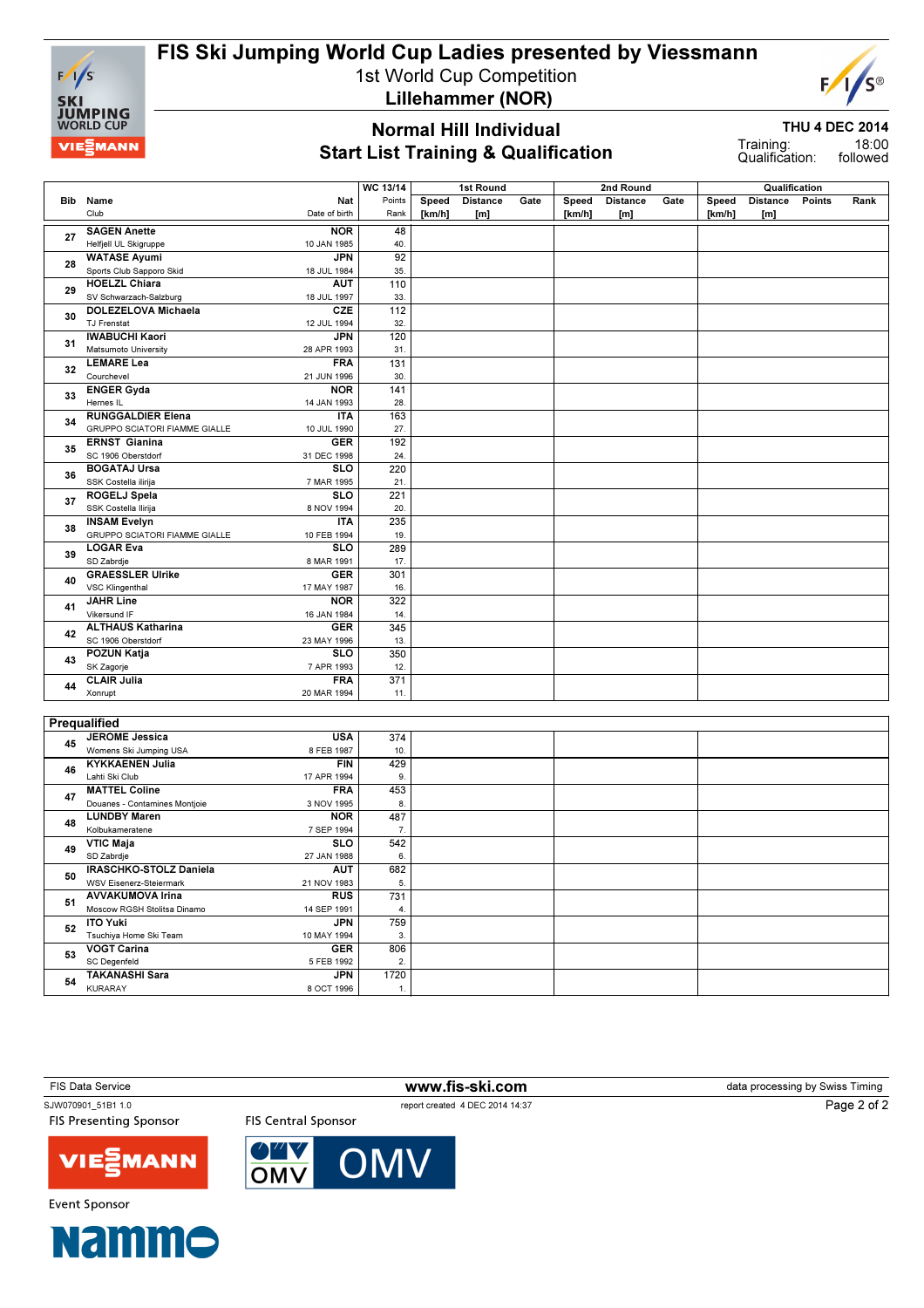# FIS Ski Jumping World Cup Ladies presented by Viessmann

1st World Cup Competition

**Lillehammer (NOR)**

## Normal Hill Individual

## Start List Training & Qualification

THU 4 DEC 2014

Training: 18:00

Qualification: followed

| Bib | Name / Club | Nat / Date of birth | WC 13/14 Points / Rank | 1st Round Speed [km/h] | 1st Round Distance [m] | 1st Round Gate | 2nd Round Speed [km/h] | 2nd Round Distance [m] | 2nd Round Gate | Qualification Speed [km/h] | Qualification Distance [m] | Qualification Points | Qualification Rank |
|---|---|---|---|---|---|---|---|---|---|---|---|---|---|
| 27 | SAGEN Anette / Helfjell UL Skigruppe | NOR / 10 JAN 1985 | 48 / 40. | | | | | | | | | | |
| 28 | WATASE Ayumi / Sports Club Sapporo Skid | JPN / 18 JUL 1984 | 92 / 35. | | | | | | | | | | |
| 29 | HOELZL Chiara / SV Schwarzach-Salzburg | AUT / 18 JUL 1997 | 110 / 33. | | | | | | | | | | |
| 30 | DOLEZELOVA Michaela / TJ Frenstat | CZE / 12 JUL 1994 | 112 / 32. | | | | | | | | | | |
| 31 | IWABUCHI Kaori / Matsumoto University | JPN / 28 APR 1993 | 120 / 31. | | | | | | | | | | |
| 32 | LEMARE Lea / Courchevel | FRA / 21 JUN 1996 | 131 / 30. | | | | | | | | | | |
| 33 | ENGER Gyda / Hernes IL | NOR / 14 JAN 1993 | 141 / 28. | | | | | | | | | | |
| 34 | RUNGGALDIER Elena / GRUPPO SCIATORI FIAMME GIALLE | ITA / 10 JUL 1990 | 163 / 27. | | | | | | | | | | |
| 35 | ERNST Gianina / SC 1906 Oberstdorf | GER / 31 DEC 1998 | 192 / 24. | | | | | | | | | | |
| 36 | BOGATAJ Ursa / SSK Costella ilirija | SLO / 7 MAR 1995 | 220 / 21. | | | | | | | | | | |
| 37 | ROGELJ Spela / SSK Costella Ilirija | SLO / 8 NOV 1994 | 221 / 20. | | | | | | | | | | |
| 38 | INSAM Evelyn / GRUPPO SCIATORI FIAMME GIALLE | ITA / 10 FEB 1994 | 235 / 19. | | | | | | | | | | |
| 39 | LOGAR Eva / SD Zabrdje | SLO / 8 MAR 1991 | 289 / 17. | | | | | | | | | | |
| 40 | GRAESSLER Ulrike / VSC Klingenthal | GER / 17 MAY 1987 | 301 / 16. | | | | | | | | | | |
| 41 | JAHR Line / Vikersund IF | NOR / 16 JAN 1984 | 322 / 14. | | | | | | | | | | |
| 42 | ALTHAUS Katharina / SC 1906 Oberstdorf | GER / 23 MAY 1996 | 345 / 13. | | | | | | | | | | |
| 43 | POZUN Katja / SK Zagorje | SLO / 7 APR 1993 | 350 / 12. | | | | | | | | | | |
| 44 | CLAIR Julia / Xonrupt | FRA / 20 MAR 1994 | 371 / 11. | | | | | | | | | | |

**Prequalified**

| Bib | Name / Club | Nat / Date of birth | WC 13/14 Points / Rank | 1st Round | 2nd Round | Qualification |
|---|---|---|---|---|---|---|
| 45 | JEROME Jessica / Womens Ski Jumping USA | USA / 8 FEB 1987 | 374 / 10. | | | |
| 46 | KYKKAENEN Julia / Lahti Ski Club | FIN / 17 APR 1994 | 429 / 9. | | | |
| 47 | MATTEL Coline / Douanes - Contamines Montjoie | FRA / 3 NOV 1995 | 453 / 8. | | | |
| 48 | LUNDBY Maren / Kolbukameratene | NOR / 7 SEP 1994 | 487 / 7. | | | |
| 49 | VTIC Maja / SD Zabrdje | SLO / 27 JAN 1988 | 542 / 6. | | | |
| 50 | IRASCHKO-STOLZ Daniela / WSV Eisenerz-Steiermark | AUT / 21 NOV 1983 | 682 / 5. | | | |
| 51 | AVVAKUMOVA Irina / Moscow RGSH Stolitsa Dinamo | RUS / 14 SEP 1991 | 731 / 4. | | | |
| 52 | ITO Yuki / Tsuchiya Home Ski Team | JPN / 10 MAY 1994 | 759 / 3. | | | |
| 53 | VOGT Carina / SC Degenfeld | GER / 5 FEB 1992 | 806 / 2. | | | |
| 54 | TAKANASHI Sara / KURARAY | JPN / 8 OCT 1996 | 1720 / 1. | | | |

FIS Data Service www.fis-ski.com data processing by Swiss Timing

SJW070901_51B1 1.0 report created 4 DEC 2014 14:37

FIS Presenting Sponsor: VIESSMANN — FIS Central Sponsor: OMV — Event Sponsor: Nammo